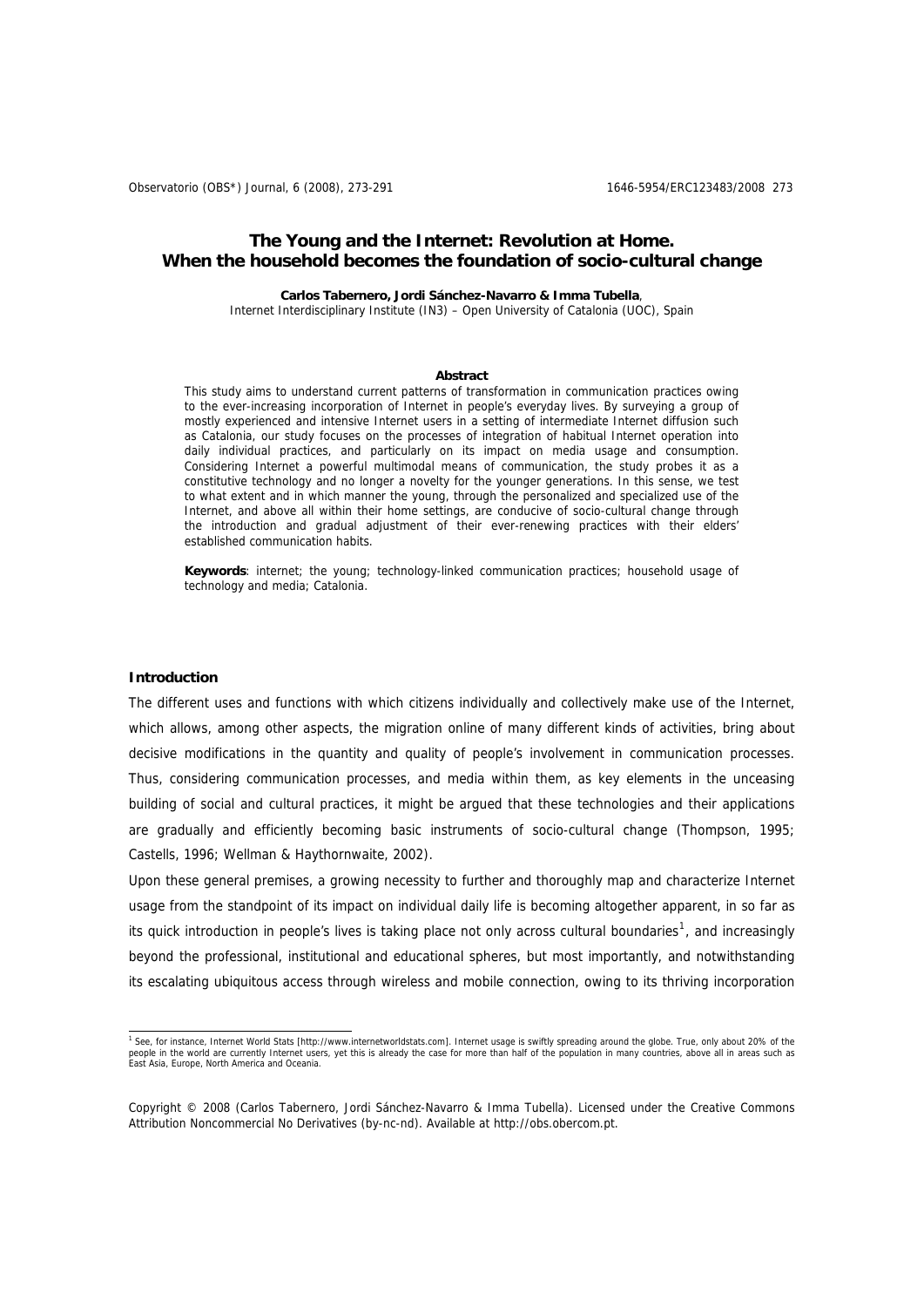# The Young and the Internet: Revolution at Home. When the household becomes the foundation of socio-cultural change

**Carlos Tabernero, Jordi Sánchez-Navarro & Imma Tubella**,
Internet Interdisciplinary Institute (IN3) – Open University of Catalonia (UOC), Spain

**Abstract**

This study aims to understand current patterns of transformation in communication practices owing to the ever-increasing incorporation of Internet in people's everyday lives. By surveying a group of mostly experienced and intensive Internet users in a setting of intermediate Internet diffusion such as Catalonia, our study focuses on the processes of integration of habitual Internet operation into daily individual practices, and particularly on its impact on media usage and consumption. Considering Internet a powerful multimodal means of communication, the study probes it as a constitutive technology and no longer a novelty for the younger generations. In this sense, we test to what extent and in which manner the young, through the personalized and specialized use of the Internet, and above all within their home settings, are conducive of socio-cultural change through the introduction and gradual adjustment of their ever-renewing practices with their elders' established communication habits.

**Keywords**: internet; the young; technology-linked communication practices; household usage of technology and media; Catalonia.

## Introduction

The different uses and functions with which citizens individually and collectively make use of the Internet, which allows, among other aspects, the migration online of many different kinds of activities, bring about decisive modifications in the quantity and quality of people's involvement in communication processes. Thus, considering communication processes, and media within them, as key elements in the unceasing building of social and cultural practices, it might be argued that these technologies and their applications are gradually and efficiently becoming basic instruments of socio-cultural change (Thompson, 1995; Castells, 1996; Wellman & Haythornwaite, 2002).

Upon these general premises, a growing necessity to further and thoroughly map and characterize Internet usage from the standpoint of its impact on individual daily life is becoming altogether apparent, in so far as its quick introduction in people's lives is taking place not only across cultural boundaries[1], and increasingly beyond the professional, institutional and educational spheres, but most importantly, and notwithstanding its escalating ubiquitous access through wireless and mobile connection, owing to its thriving incorporation

[1] See, for instance, Internet World Stats [http://www.internetworldstats.com]. Internet usage is swiftly spreading around the globe. True, only about 20% of the people in the world are currently Internet users, yet this is already the case for more than half of the population in many countries, above all in areas such as East Asia, Europe, North America and Oceania.

Copyright © 2008 (Carlos Tabernero, Jordi Sánchez-Navarro & Imma Tubella). Licensed under the Creative Commons Attribution Noncommercial No Derivatives (by-nc-nd). Available at http://obs.obercom.pt.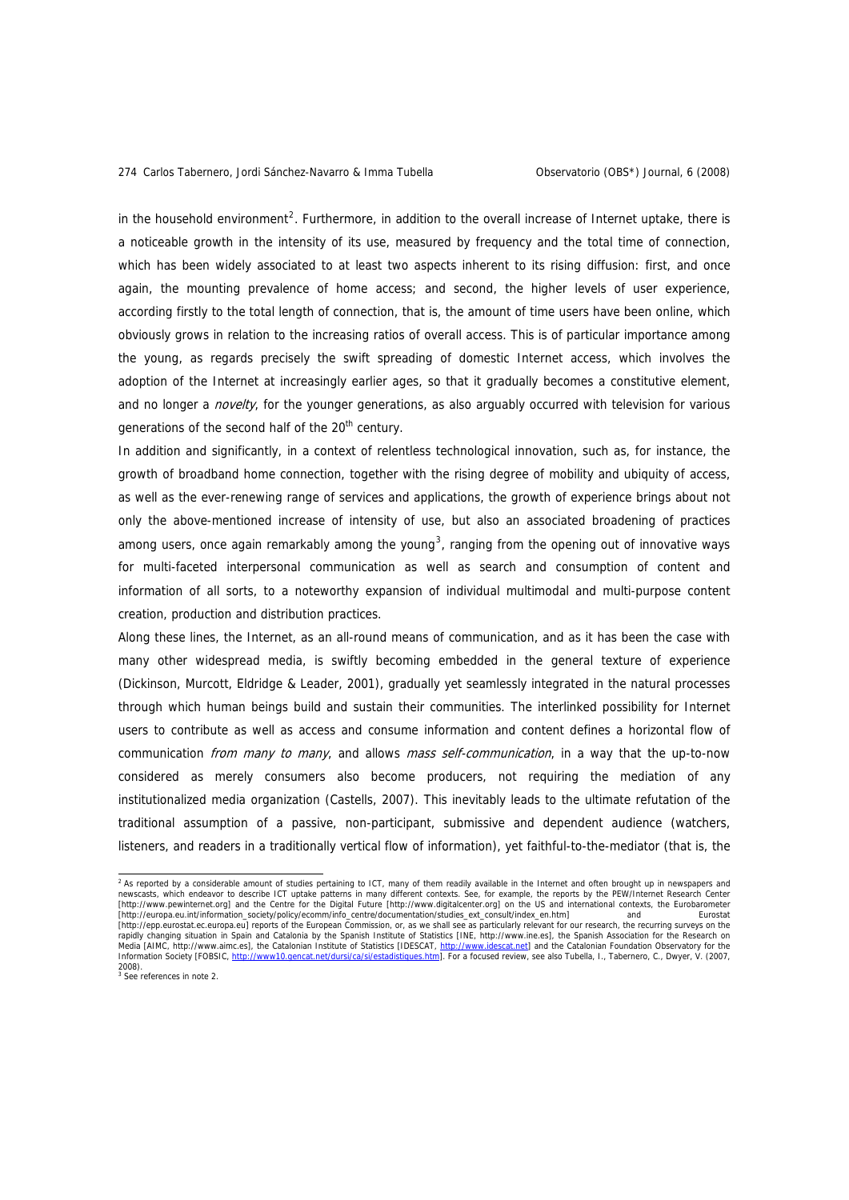in the household environment[2]. Furthermore, in addition to the overall increase of Internet uptake, there is a noticeable growth in the intensity of its use, measured by frequency and the total time of connection, which has been widely associated to at least two aspects inherent to its rising diffusion: first, and once again, the mounting prevalence of home access; and second, the higher levels of user experience, according firstly to the total length of connection, that is, the amount of time users have been online, which obviously grows in relation to the increasing ratios of overall access. This is of particular importance among the young, as regards precisely the swift spreading of domestic Internet access, which involves the adoption of the Internet at increasingly earlier ages, so that it gradually becomes a constitutive element, and no longer a *novelty*, for the younger generations, as also arguably occurred with television for various generations of the second half of the 20th century.

In addition and significantly, in a context of relentless technological innovation, such as, for instance, the growth of broadband home connection, together with the rising degree of mobility and ubiquity of access, as well as the ever-renewing range of services and applications, the growth of experience brings about not only the above-mentioned increase of intensity of use, but also an associated broadening of practices among users, once again remarkably among the young[3], ranging from the opening out of innovative ways for multi-faceted interpersonal communication as well as search and consumption of content and information of all sorts, to a noteworthy expansion of individual multimodal and multi-purpose content creation, production and distribution practices.

Along these lines, the Internet, as an all-round means of communication, and as it has been the case with many other widespread media, is swiftly becoming embedded in the general texture of experience (Dickinson, Murcott, Eldridge & Leader, 2001), gradually yet seamlessly integrated in the natural processes through which human beings build and sustain their communities. The interlinked possibility for Internet users to contribute as well as access and consume information and content defines a horizontal flow of communication *from many to many*, and allows *mass self-communication*, in a way that the up-to-now considered as merely consumers also become producers, not requiring the mediation of any institutionalized media organization (Castells, 2007). This inevitably leads to the ultimate refutation of the traditional assumption of a passive, non-participant, submissive and dependent audience (watchers, listeners, and readers in a traditionally vertical flow of information), yet faithful-to-the-mediator (that is, the

---

[2] As reported by a considerable amount of studies pertaining to ICT, many of them readily available in the Internet and often brought up in newspapers and newscasts, which endeavor to describe ICT uptake patterns in many different contexts. See, for example, the reports by the PEW/Internet Research Center [http://www.pewinternet.org] and the Centre for the Digital Future [http://www.digitalcenter.org] on the US and international contexts, the Eurobarometer [http://europa.eu.int/information_society/policy/ecomm/info_centre/documentation/studies_ext_consult/index_en.htm] and Eurostat [http://epp.eurostat.ec.europa.eu] reports of the European Commission, or, as we shall see as particularly relevant for our research, the recurring surveys on the rapidly changing situation in Spain and Catalonia by the Spanish Institute of Statistics [INE, http://www.ine.es], the Spanish Association for the Research on Media [AIMC, http://www.aimc.es], the Catalonian Institute of Statistics [IDESCAT, http://www.idescat.net] and the Catalonian Foundation Observatory for the Information Society [FOBSIC, http://www10.gencat.net/dursi/ca/si/estadistiques.htm]. For a focused review, see also Tubella, I., Tabernero, C., Dwyer, V. (2007, 2008).

[3] See references in note 2.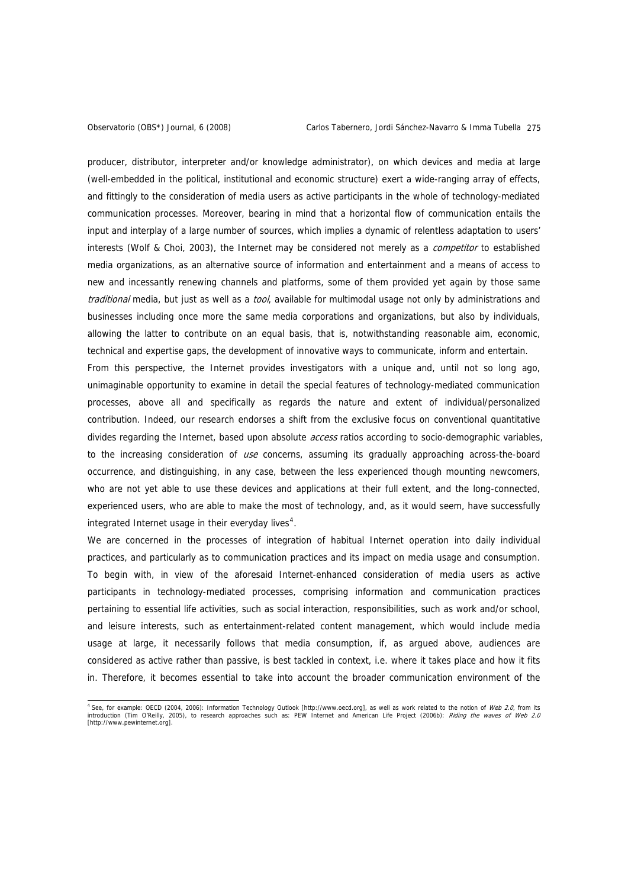producer, distributor, interpreter and/or knowledge administrator), on which devices and media at large (well-embedded in the political, institutional and economic structure) exert a wide-ranging array of effects, and fittingly to the consideration of media users as active participants in the whole of technology-mediated communication processes. Moreover, bearing in mind that a horizontal flow of communication entails the input and interplay of a large number of sources, which implies a dynamic of relentless adaptation to users' interests (Wolf & Choi, 2003), the Internet may be considered not merely as a *competitor* to established media organizations, as an alternative source of information and entertainment and a means of access to new and incessantly renewing channels and platforms, some of them provided yet again by those same *traditional* media, but just as well as a *tool*, available for multimodal usage not only by administrations and businesses including once more the same media corporations and organizations, but also by individuals, allowing the latter to contribute on an equal basis, that is, notwithstanding reasonable aim, economic, technical and expertise gaps, the development of innovative ways to communicate, inform and entertain.

From this perspective, the Internet provides investigators with a unique and, until not so long ago, unimaginable opportunity to examine in detail the special features of technology-mediated communication processes, above all and specifically as regards the nature and extent of individual/personalized contribution. Indeed, our research endorses a shift from the exclusive focus on conventional quantitative divides regarding the Internet, based upon absolute *access* ratios according to socio-demographic variables, to the increasing consideration of *use* concerns, assuming its gradually approaching across-the-board occurrence, and distinguishing, in any case, between the less experienced though mounting newcomers, who are not yet able to use these devices and applications at their full extent, and the long-connected, experienced users, who are able to make the most of technology, and, as it would seem, have successfully integrated Internet usage in their everyday lives[4].

We are concerned in the processes of integration of habitual Internet operation into daily individual practices, and particularly as to communication practices and its impact on media usage and consumption. To begin with, in view of the aforesaid Internet-enhanced consideration of media users as active participants in technology-mediated processes, comprising information and communication practices pertaining to essential life activities, such as social interaction, responsibilities, such as work and/or school, and leisure interests, such as entertainment-related content management, which would include media usage at large, it necessarily follows that media consumption, if, as argued above, audiences are considered as active rather than passive, is best tackled in context, i.e. where it takes place and how it fits in. Therefore, it becomes essential to take into account the broader communication environment of the

---

[4] See, for example: OECD (2004, 2006): Information Technology Outlook [http://www.oecd.org], as well as work related to the notion of *Web 2.0*, from its introduction (Tim O'Reilly, 2005), to research approaches such as: PEW Internet and American Life Project (2006b): *Riding the waves of Web 2.0* [http://www.pewinternet.org].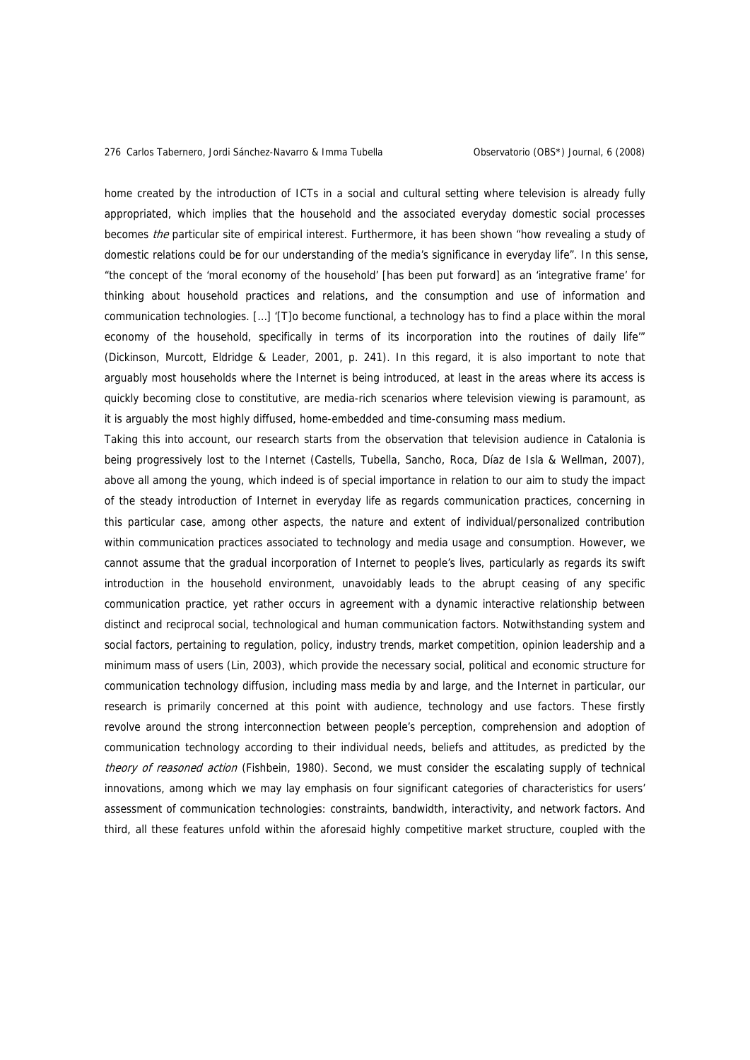home created by the introduction of ICTs in a social and cultural setting where television is already fully appropriated, which implies that the household and the associated everyday domestic social processes becomes *the* particular site of empirical interest. Furthermore, it has been shown "how revealing a study of domestic relations could be for our understanding of the media's significance in everyday life". In this sense, "the concept of the 'moral economy of the household' [has been put forward] as an 'integrative frame' for thinking about household practices and relations, and the consumption and use of information and communication technologies. [...] '[T]o become functional, a technology has to find a place within the moral economy of the household, specifically in terms of its incorporation into the routines of daily life'" (Dickinson, Murcott, Eldridge & Leader, 2001, p. 241). In this regard, it is also important to note that arguably most households where the Internet is being introduced, at least in the areas where its access is quickly becoming close to constitutive, are media-rich scenarios where television viewing is paramount, as it is arguably the most highly diffused, home-embedded and time-consuming mass medium.

Taking this into account, our research starts from the observation that television audience in Catalonia is being progressively lost to the Internet (Castells, Tubella, Sancho, Roca, Díaz de Isla & Wellman, 2007), above all among the young, which indeed is of special importance in relation to our aim to study the impact of the steady introduction of Internet in everyday life as regards communication practices, concerning in this particular case, among other aspects, the nature and extent of individual/personalized contribution within communication practices associated to technology and media usage and consumption. However, we cannot assume that the gradual incorporation of Internet to people's lives, particularly as regards its swift introduction in the household environment, unavoidably leads to the abrupt ceasing of any specific communication practice, yet rather occurs in agreement with a dynamic interactive relationship between distinct and reciprocal social, technological and human communication factors. Notwithstanding system and social factors, pertaining to regulation, policy, industry trends, market competition, opinion leadership and a minimum mass of users (Lin, 2003), which provide the necessary social, political and economic structure for communication technology diffusion, including mass media by and large, and the Internet in particular, our research is primarily concerned at this point with audience, technology and use factors. These firstly revolve around the strong interconnection between people's perception, comprehension and adoption of communication technology according to their individual needs, beliefs and attitudes, as predicted by the *theory of reasoned action* (Fishbein, 1980). Second, we must consider the escalating supply of technical innovations, among which we may lay emphasis on four significant categories of characteristics for users' assessment of communication technologies: constraints, bandwidth, interactivity, and network factors. And third, all these features unfold within the aforesaid highly competitive market structure, coupled with the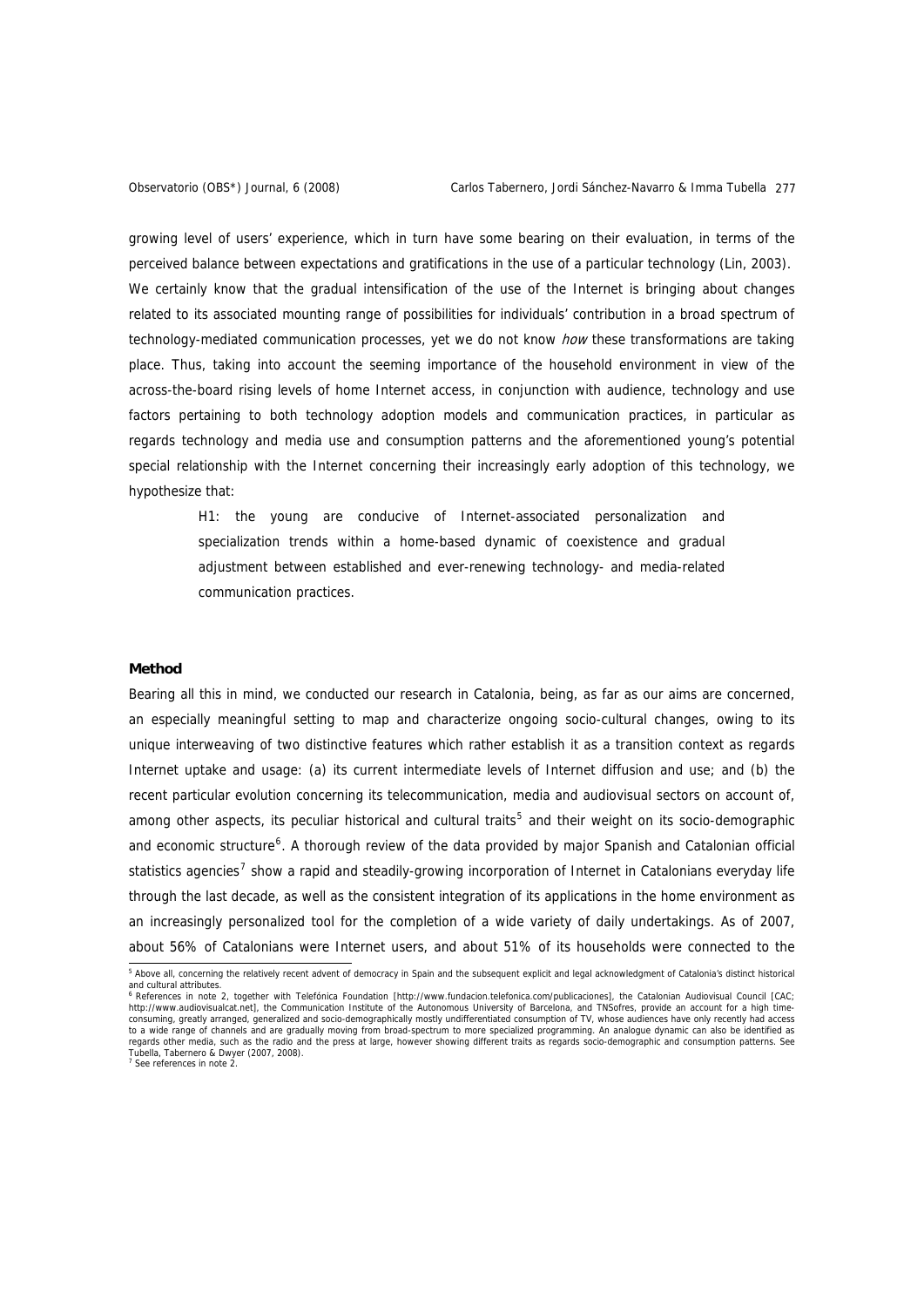growing level of users' experience, which in turn have some bearing on their evaluation, in terms of the perceived balance between expectations and gratifications in the use of a particular technology (Lin, 2003). We certainly know that the gradual intensification of the use of the Internet is bringing about changes related to its associated mounting range of possibilities for individuals' contribution in a broad spectrum of technology-mediated communication processes, yet we do not know *how* these transformations are taking place. Thus, taking into account the seeming importance of the household environment in view of the across-the-board rising levels of home Internet access, in conjunction with audience, technology and use factors pertaining to both technology adoption models and communication practices, in particular as regards technology and media use and consumption patterns and the aforementioned young's potential special relationship with the Internet concerning their increasingly early adoption of this technology, we hypothesize that:

> H1: the young are conducive of Internet-associated personalization and specialization trends within a home-based dynamic of coexistence and gradual adjustment between established and ever-renewing technology- and media-related communication practices.

**Method**

Bearing all this in mind, we conducted our research in Catalonia, being, as far as our aims are concerned, an especially meaningful setting to map and characterize ongoing socio-cultural changes, owing to its unique interweaving of two distinctive features which rather establish it as a transition context as regards Internet uptake and usage: (a) its current intermediate levels of Internet diffusion and use; and (b) the recent particular evolution concerning its telecommunication, media and audiovisual sectors on account of, among other aspects, its peculiar historical and cultural traits[5] and their weight on its socio-demographic and economic structure[6]. A thorough review of the data provided by major Spanish and Catalonian official statistics agencies[7] show a rapid and steadily-growing incorporation of Internet in Catalonians everyday life through the last decade, as well as the consistent integration of its applications in the home environment as an increasingly personalized tool for the completion of a wide variety of daily undertakings. As of 2007, about 56% of Catalonians were Internet users, and about 51% of its households were connected to the

---

[5] Above all, concerning the relatively recent advent of democracy in Spain and the subsequent explicit and legal acknowledgment of Catalonia's distinct historical and cultural attributes.

[6] References in note 2, together with Telefónica Foundation [http://www.fundacion.telefonica.com/publicaciones], the Catalonian Audiovisual Council [CAC; http://www.audiovisualcat.net], the Communication Institute of the Autonomous University of Barcelona, and TNSofres, provide an account for a high time-consuming, greatly arranged, generalized and socio-demographically mostly undifferentiated consumption of TV, whose audiences have only recently had access to a wide range of channels and are gradually moving from broad-spectrum to more specialized programming. An analogue dynamic can also be identified as regards other media, such as the radio and the press at large, however showing different traits as regards socio-demographic and consumption patterns. See Tubella, Tabernero & Dwyer (2007, 2008).

[7] See references in note 2.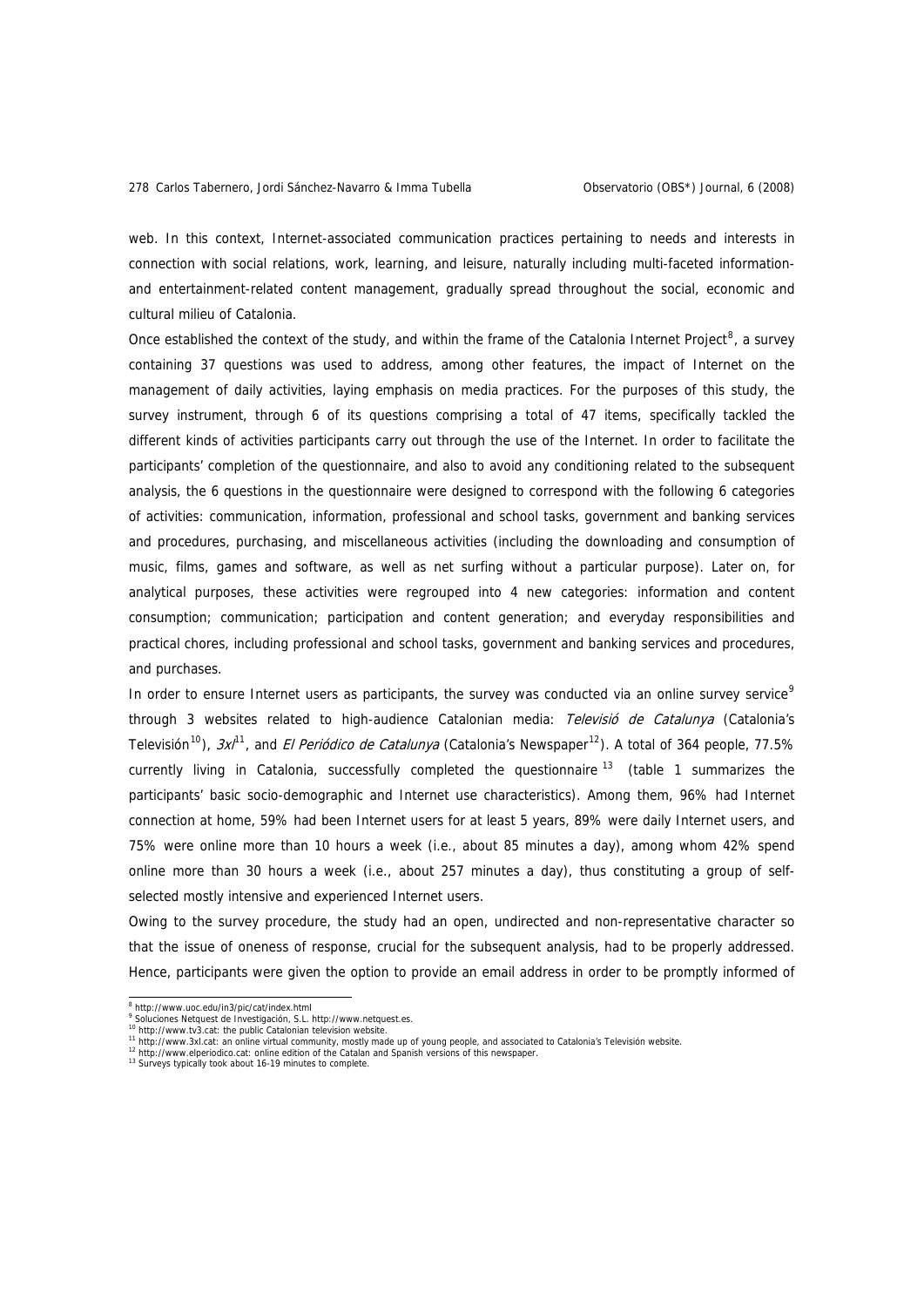web. In this context, Internet-associated communication practices pertaining to needs and interests in connection with social relations, work, learning, and leisure, naturally including multi-faceted information- and entertainment-related content management, gradually spread throughout the social, economic and cultural milieu of Catalonia.

Once established the context of the study, and within the frame of the Catalonia Internet Project[8], a survey containing 37 questions was used to address, among other features, the impact of Internet on the management of daily activities, laying emphasis on media practices. For the purposes of this study, the survey instrument, through 6 of its questions comprising a total of 47 items, specifically tackled the different kinds of activities participants carry out through the use of the Internet. In order to facilitate the participants' completion of the questionnaire, and also to avoid any conditioning related to the subsequent analysis, the 6 questions in the questionnaire were designed to correspond with the following 6 categories of activities: communication, information, professional and school tasks, government and banking services and procedures, purchasing, and miscellaneous activities (including the downloading and consumption of music, films, games and software, as well as net surfing without a particular purpose). Later on, for analytical purposes, these activities were regrouped into 4 new categories: information and content consumption; communication; participation and content generation; and everyday responsibilities and practical chores, including professional and school tasks, government and banking services and procedures, and purchases.

In order to ensure Internet users as participants, the survey was conducted via an online survey service[9] through 3 websites related to high-audience Catalonian media: *Televisió de Catalunya* (Catalonia's Televisión[10]), *3xl*[11], and *El Periódico de Catalunya* (Catalonia's Newspaper[12]). A total of 364 people, 77.5% currently living in Catalonia, successfully completed the questionnaire[13] (table 1 summarizes the participants' basic socio-demographic and Internet use characteristics). Among them, 96% had Internet connection at home, 59% had been Internet users for at least 5 years, 89% were daily Internet users, and 75% were online more than 10 hours a week (i.e., about 85 minutes a day), among whom 42% spend online more than 30 hours a week (i.e., about 257 minutes a day), thus constituting a group of self-selected mostly intensive and experienced Internet users.

Owing to the survey procedure, the study had an open, undirected and non-representative character so that the issue of oneness of response, crucial for the subsequent analysis, had to be properly addressed. Hence, participants were given the option to provide an email address in order to be promptly informed of

---

[8] http://www.uoc.edu/in3/pic/cat/index.html
[9] Soluciones Netquest de Investigación, S.L. http://www.netquest.es.
[10] http://www.tv3.cat: the public Catalonian television website.
[11] http://www.3xl.cat: an online virtual community, mostly made up of young people, and associated to Catalonia's Televisión website.
[12] http://www.elperiodico.cat: online edition of the Catalan and Spanish versions of this newspaper.
[13] Surveys typically took about 16-19 minutes to complete.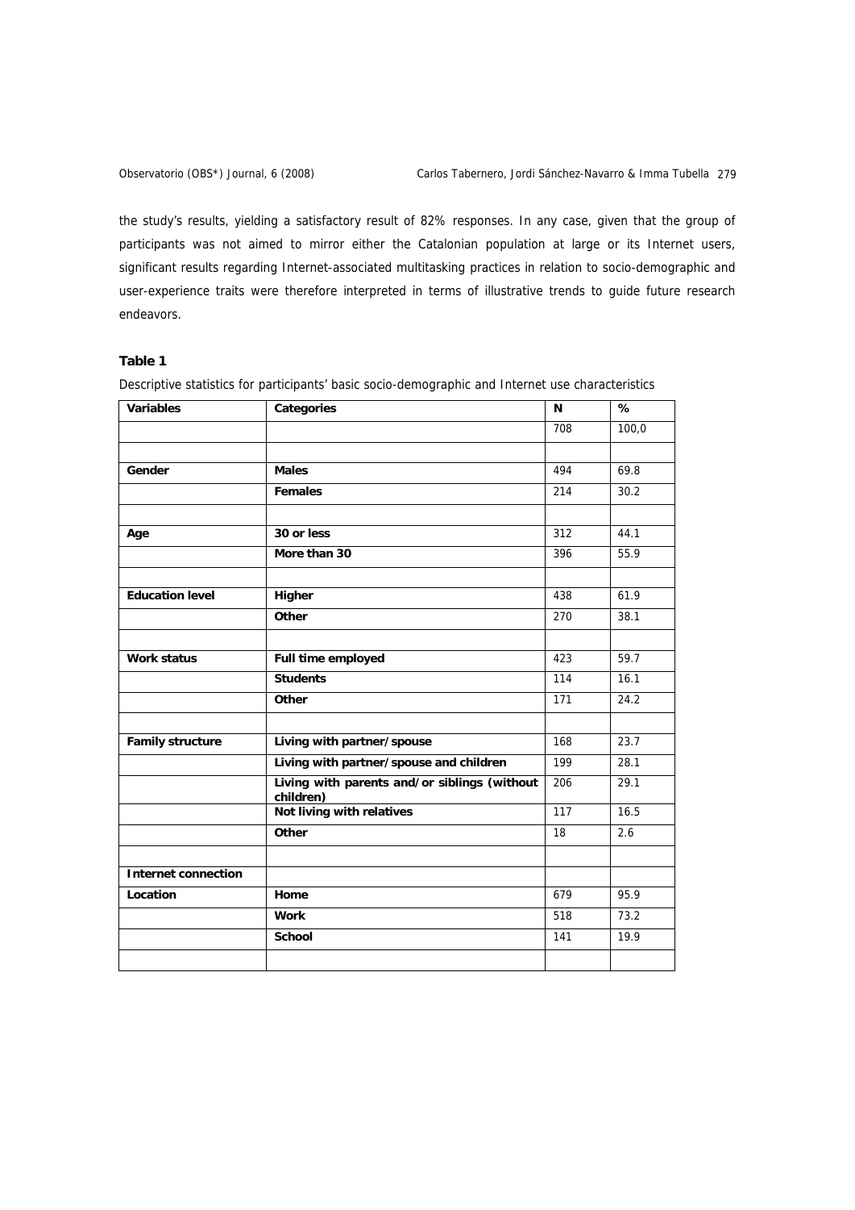the study's results, yielding a satisfactory result of 82% responses. In any case, given that the group of participants was not aimed to mirror either the Catalonian population at large or its Internet users, significant results regarding Internet-associated multitasking practices in relation to socio-demographic and user-experience traits were therefore interpreted in terms of illustrative trends to guide future research endeavors.

**Table 1**

Descriptive statistics for participants' basic socio-demographic and Internet use characteristics

| Variables | Categories | N | % |
|---|---|---|---|
| | | 708 | 100,0 |
| | | | |
| **Gender** | **Males** | 494 | 69.8 |
| | **Females** | 214 | 30.2 |
| | | | |
| **Age** | **30 or less** | 312 | 44.1 |
| | **More than 30** | 396 | 55.9 |
| | | | |
| **Education level** | **Higher** | 438 | 61.9 |
| | **Other** | 270 | 38.1 |
| | | | |
| **Work status** | **Full time employed** | 423 | 59.7 |
| | **Students** | 114 | 16.1 |
| | **Other** | 171 | 24.2 |
| | | | |
| **Family structure** | **Living with partner/spouse** | 168 | 23.7 |
| | **Living with partner/spouse and children** | 199 | 28.1 |
| | **Living with parents and/or siblings (without children)** | 206 | 29.1 |
| | **Not living with relatives** | 117 | 16.5 |
| | **Other** | 18 | 2.6 |
| | | | |
| **Internet connection** | | | |
| **Location** | **Home** | 679 | 95.9 |
| | **Work** | 518 | 73.2 |
| | **School** | 141 | 19.9 |
| | | | |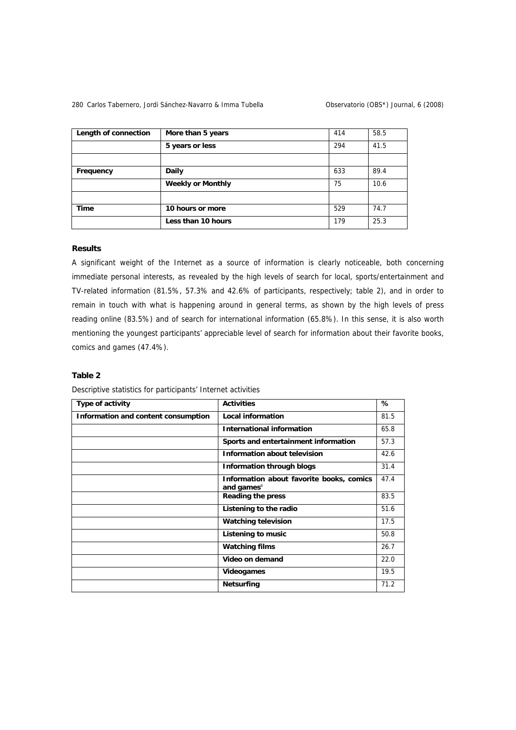| Length of connection | More than 5 years | 414 | 58.5 |
|---|---|---|---|
| | 5 years or less | 294 | 41.5 |
| | | | |
| Frequency | Daily | 633 | 89.4 |
| | Weekly or Monthly | 75 | 10.6 |
| | | | |
| Time | 10 hours or more | 529 | 74.7 |
| | Less than 10 hours | 179 | 25.3 |

### Results

A significant weight of the Internet as a source of information is clearly noticeable, both concerning immediate personal interests, as revealed by the high levels of search for local, sports/entertainment and TV-related information (81.5%, 57.3% and 42.6% of participants, respectively; table 2), and in order to remain in touch with what is happening around in general terms, as shown by the high levels of press reading online (83.5%) and of search for international information (65.8%). In this sense, it is also worth mentioning the youngest participants' appreciable level of search for information about their favorite books, comics and games (47.4%).

### Table 2

Descriptive statistics for participants' Internet activities

| Type of activity | Activities | % |
|---|---|---|
| Information and content consumption | Local information | 81.5 |
| | International information | 65.8 |
| | Sports and entertainment information | 57.3 |
| | Information about television | 42.6 |
| | Information through blogs | 31.4 |
| | Information about favorite books, comics and games[a] | 47.4 |
| | Reading the press | 83.5 |
| | Listening to the radio | 51.6 |
| | Watching television | 17.5 |
| | Listening to music | 50.8 |
| | Watching films | 26.7 |
| | Video on demand | 22.0 |
| | Videogames | 19.5 |
| | Netsurfing | 71.2 |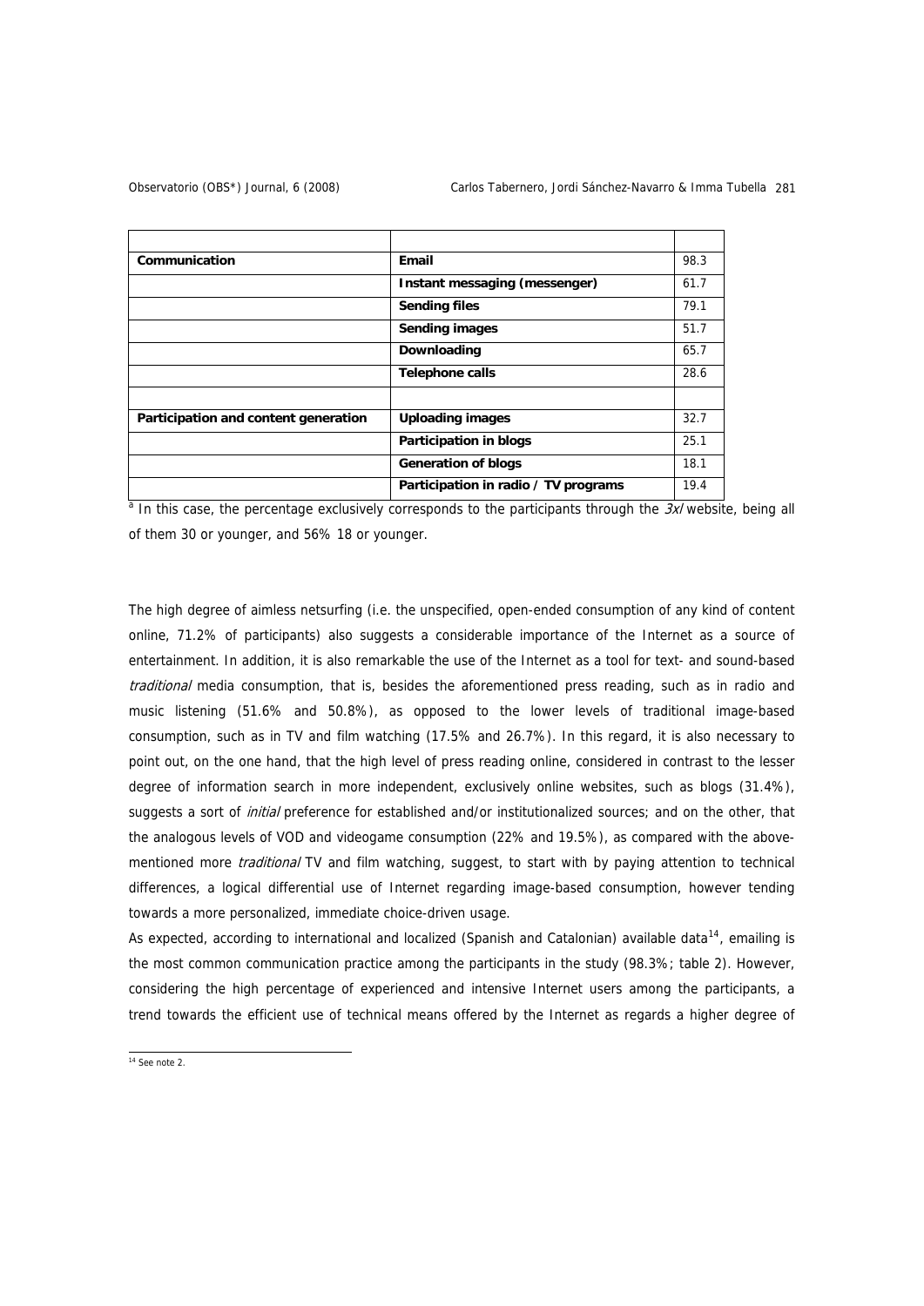| | | |
|---|---|---|
| **Communication** | **Email** | 98.3 |
| | **Instant messaging (messenger)** | 61.7 |
| | **Sending files** | 79.1 |
| | **Sending images** | 51.7 |
| | **Downloading** | 65.7 |
| | **Telephone calls** | 28.6 |
| | | |
| **Participation and content generation** | **Uploading images** | 32.7 |
| | **Participation in blogs** | 25.1 |
| | **Generation of blogs** | 18.1 |
| | **Participation in radio / TV programs** | 19.4 |

[a] In this case, the percentage exclusively corresponds to the participants through the *3xl* website, being all of them 30 or younger, and 56% 18 or younger.

The high degree of aimless netsurfing (i.e. the unspecified, open-ended consumption of any kind of content online, 71.2% of participants) also suggests a considerable importance of the Internet as a source of entertainment. In addition, it is also remarkable the use of the Internet as a tool for text- and sound-based *traditional* media consumption, that is, besides the aforementioned press reading, such as in radio and music listening (51.6% and 50.8%), as opposed to the lower levels of traditional image-based consumption, such as in TV and film watching (17.5% and 26.7%). In this regard, it is also necessary to point out, on the one hand, that the high level of press reading online, considered in contrast to the lesser degree of information search in more independent, exclusively online websites, such as blogs (31.4%), suggests a sort of *initial* preference for established and/or institutionalized sources; and on the other, that the analogous levels of VOD and videogame consumption (22% and 19.5%), as compared with the above-mentioned more *traditional* TV and film watching, suggest, to start with by paying attention to technical differences, a logical differential use of Internet regarding image-based consumption, however tending towards a more personalized, immediate choice-driven usage.

As expected, according to international and localized (Spanish and Catalonian) available data[14], emailing is the most common communication practice among the participants in the study (98.3%; table 2). However, considering the high percentage of experienced and intensive Internet users among the participants, a trend towards the efficient use of technical means offered by the Internet as regards a higher degree of

[14] See note 2.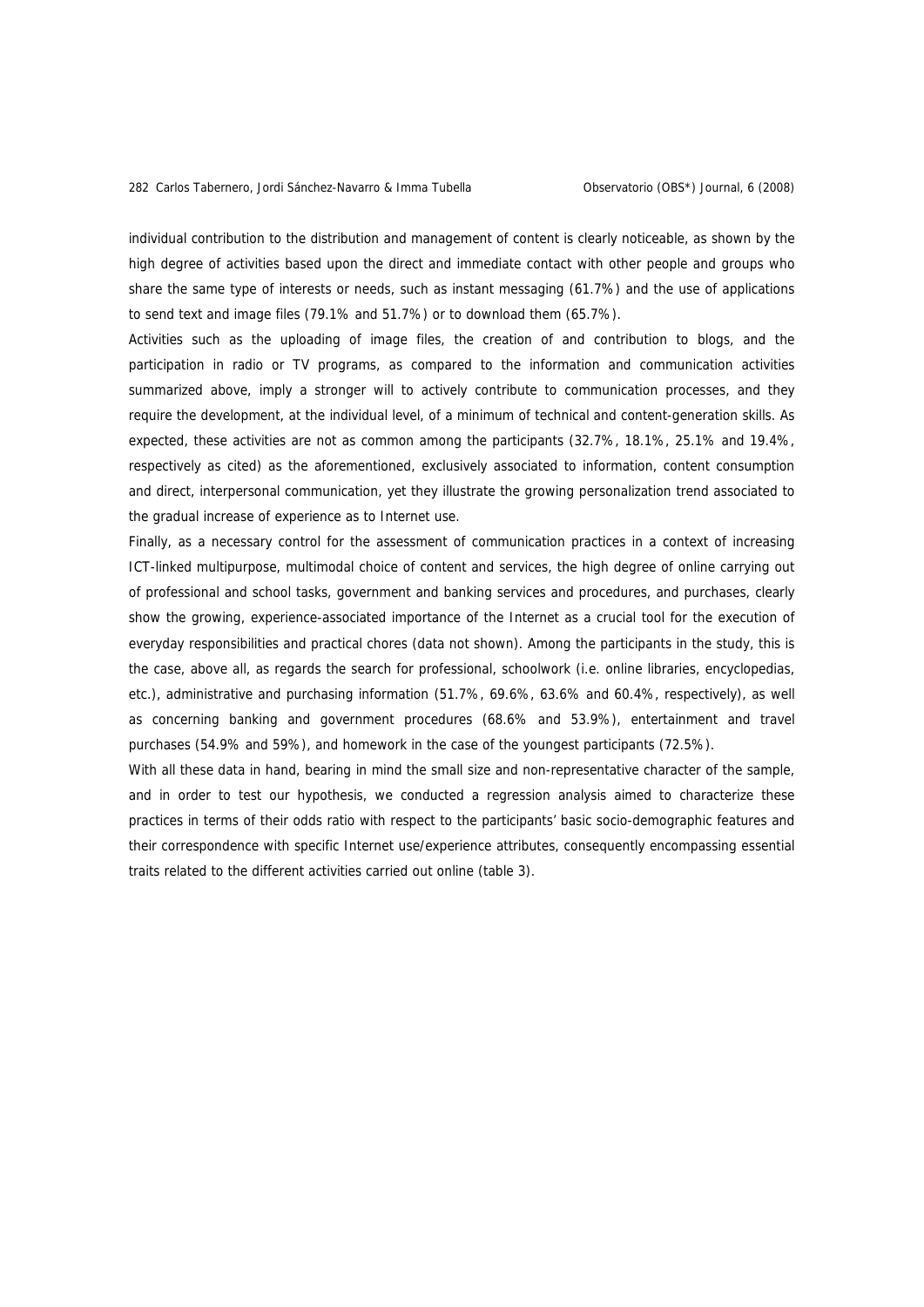individual contribution to the distribution and management of content is clearly noticeable, as shown by the high degree of activities based upon the direct and immediate contact with other people and groups who share the same type of interests or needs, such as instant messaging (61.7%) and the use of applications to send text and image files (79.1% and 51.7%) or to download them (65.7%).

Activities such as the uploading of image files, the creation of and contribution to blogs, and the participation in radio or TV programs, as compared to the information and communication activities summarized above, imply a stronger will to actively contribute to communication processes, and they require the development, at the individual level, of a minimum of technical and content-generation skills. As expected, these activities are not as common among the participants (32.7%, 18.1%, 25.1% and 19.4%, respectively as cited) as the aforementioned, exclusively associated to information, content consumption and direct, interpersonal communication, yet they illustrate the growing personalization trend associated to the gradual increase of experience as to Internet use.

Finally, as a necessary control for the assessment of communication practices in a context of increasing ICT-linked multipurpose, multimodal choice of content and services, the high degree of online carrying out of professional and school tasks, government and banking services and procedures, and purchases, clearly show the growing, experience-associated importance of the Internet as a crucial tool for the execution of everyday responsibilities and practical chores (data not shown). Among the participants in the study, this is the case, above all, as regards the search for professional, schoolwork (i.e. online libraries, encyclopedias, etc.), administrative and purchasing information (51.7%, 69.6%, 63.6% and 60.4%, respectively), as well as concerning banking and government procedures (68.6% and 53.9%), entertainment and travel purchases (54.9% and 59%), and homework in the case of the youngest participants (72.5%).

With all these data in hand, bearing in mind the small size and non-representative character of the sample, and in order to test our hypothesis, we conducted a regression analysis aimed to characterize these practices in terms of their odds ratio with respect to the participants' basic socio-demographic features and their correspondence with specific Internet use/experience attributes, consequently encompassing essential traits related to the different activities carried out online (table 3).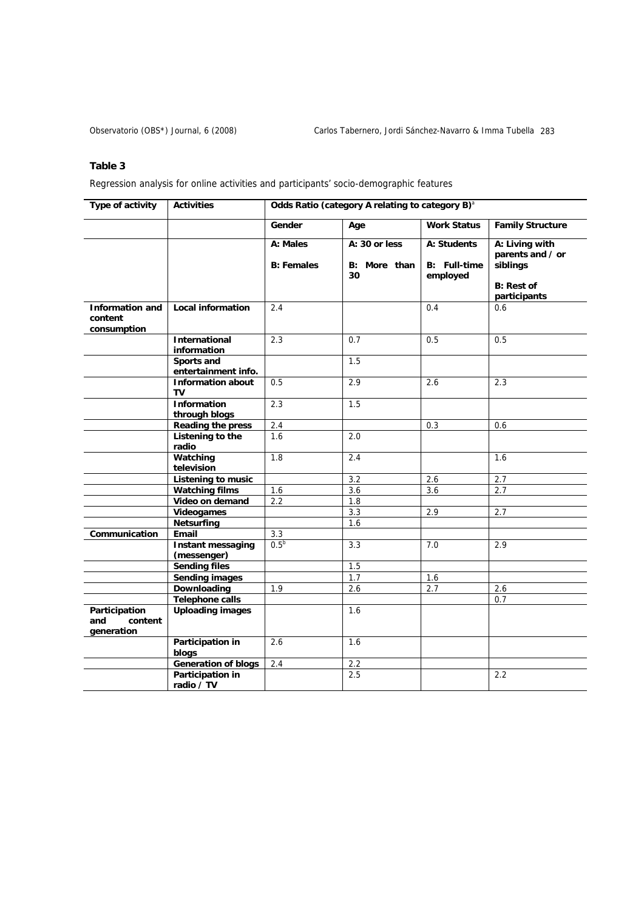**Table 3**

Regression analysis for online activities and participants' socio-demographic features

| Type of activity | Activities | Odds Ratio (category A relating to category B)[a] | | | |
|---|---|---|---|---|---|
| | | Gender | Age | Work Status | Family Structure |
| | | A: Males<br>B: Females | A: 30 or less<br>B: More than 30 | A: Students<br>B: Full-time employed | A: Living with parents and / or siblings<br>B: Rest of participants |
| Information and content consumption | Local information | 2.4 | | 0.4 | 0.6 |
| | International information | 2.3 | 0.7 | 0.5 | 0.5 |
| | Sports and entertainment info. | | 1.5 | | |
| | Information about TV | 0.5 | 2.9 | 2.6 | 2.3 |
| | Information through blogs | 2.3 | 1.5 | | |
| | Reading the press | 2.4 | | 0.3 | 0.6 |
| | Listening to the radio | 1.6 | 2.0 | | |
| | Watching television | 1.8 | 2.4 | | 1.6 |
| | Listening to music | | 3.2 | 2.6 | 2.7 |
| | Watching films | 1.6 | 3.6 | 3.6 | 2.7 |
| | Video on demand | 2.2 | 1.8 | | |
| | Videogames | | 3.3 | 2.9 | 2.7 |
| | Netsurfing | | 1.6 | | |
| Communication | Email | 3.3 | | | |
| | Instant messaging (messenger) | 0.5[b] | 3.3 | 7.0 | 2.9 |
| | Sending files | | 1.5 | | |
| | Sending images | | 1.7 | 1.6 | |
| | Downloading | 1.9 | 2.6 | 2.7 | 2.6 |
| | Telephone calls | | | | 0.7 |
| Participation and content generation | Uploading images | | 1.6 | | |
| | Participation in blogs | 2.6 | 1.6 | | |
| | Generation of blogs | 2.4 | 2.2 | | |
| | Participation in radio / TV | | 2.5 | | 2.2 |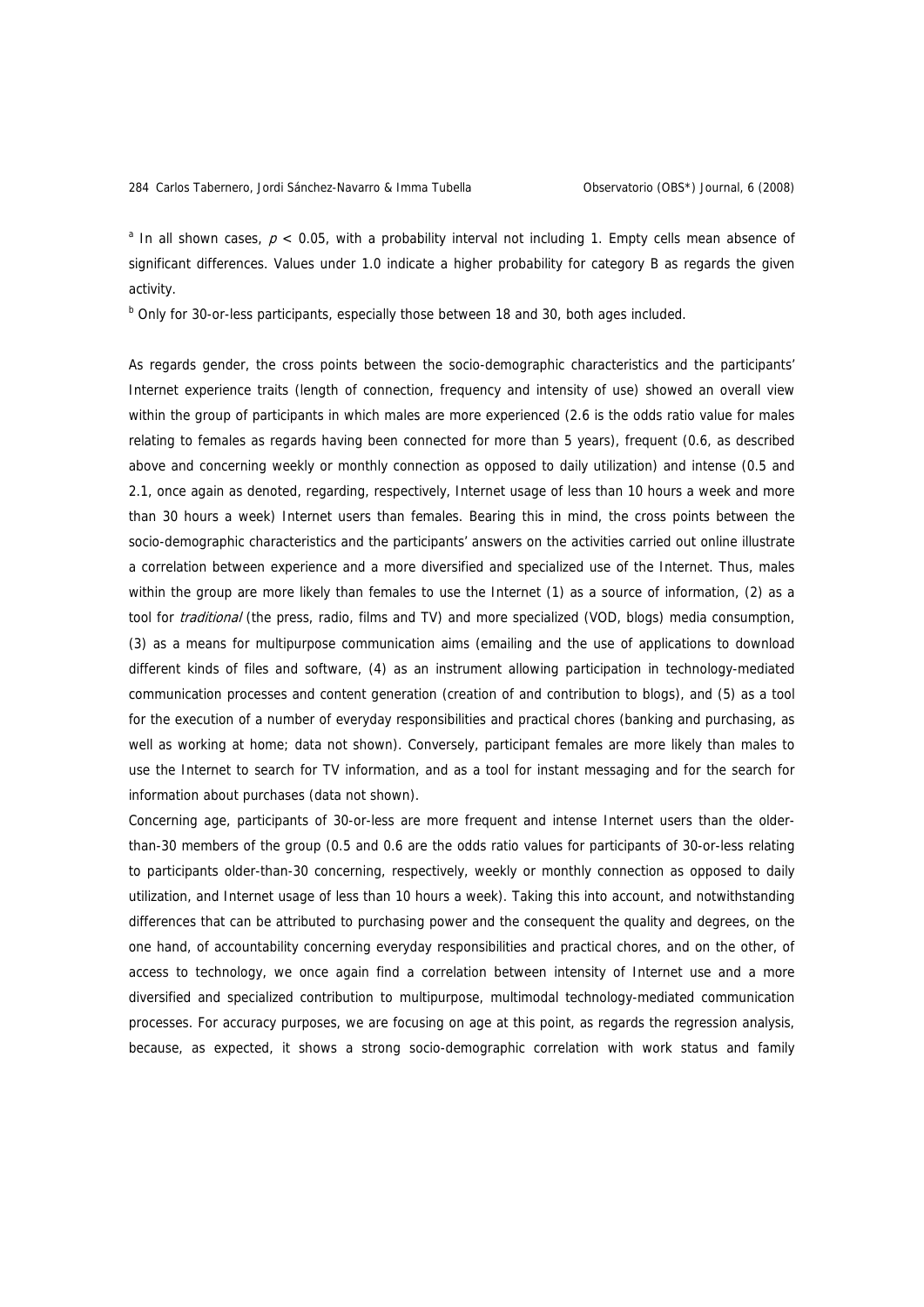[a] In all shown cases, $p < 0.05$, with a probability interval not including 1. Empty cells mean absence of significant differences. Values under 1.0 indicate a higher probability for category B as regards the given activity.

[b] Only for 30-or-less participants, especially those between 18 and 30, both ages included.

As regards gender, the cross points between the socio-demographic characteristics and the participants' Internet experience traits (length of connection, frequency and intensity of use) showed an overall view within the group of participants in which males are more experienced (2.6 is the odds ratio value for males relating to females as regards having been connected for more than 5 years), frequent (0.6, as described above and concerning weekly or monthly connection as opposed to daily utilization) and intense (0.5 and 2.1, once again as denoted, regarding, respectively, Internet usage of less than 10 hours a week and more than 30 hours a week) Internet users than females. Bearing this in mind, the cross points between the socio-demographic characteristics and the participants' answers on the activities carried out online illustrate a correlation between experience and a more diversified and specialized use of the Internet. Thus, males within the group are more likely than females to use the Internet (1) as a source of information, (2) as a tool for *traditional* (the press, radio, films and TV) and more specialized (VOD, blogs) media consumption, (3) as a means for multipurpose communication aims (emailing and the use of applications to download different kinds of files and software, (4) as an instrument allowing participation in technology-mediated communication processes and content generation (creation of and contribution to blogs), and (5) as a tool for the execution of a number of everyday responsibilities and practical chores (banking and purchasing, as well as working at home; data not shown). Conversely, participant females are more likely than males to use the Internet to search for TV information, and as a tool for instant messaging and for the search for information about purchases (data not shown).

Concerning age, participants of 30-or-less are more frequent and intense Internet users than the older-than-30 members of the group (0.5 and 0.6 are the odds ratio values for participants of 30-or-less relating to participants older-than-30 concerning, respectively, weekly or monthly connection as opposed to daily utilization, and Internet usage of less than 10 hours a week). Taking this into account, and notwithstanding differences that can be attributed to purchasing power and the consequent the quality and degrees, on the one hand, of accountability concerning everyday responsibilities and practical chores, and on the other, of access to technology, we once again find a correlation between intensity of Internet use and a more diversified and specialized contribution to multipurpose, multimodal technology-mediated communication processes. For accuracy purposes, we are focusing on age at this point, as regards the regression analysis, because, as expected, it shows a strong socio-demographic correlation with work status and family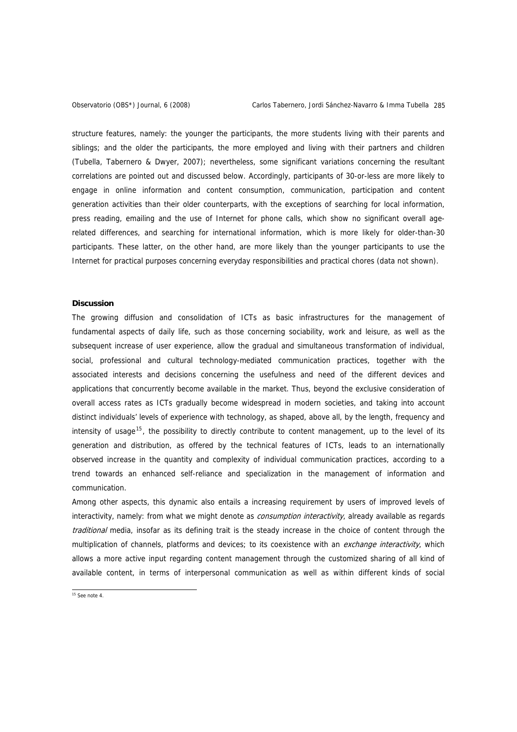structure features, namely: the younger the participants, the more students living with their parents and siblings; and the older the participants, the more employed and living with their partners and children (Tubella, Tabernero & Dwyer, 2007); nevertheless, some significant variations concerning the resultant correlations are pointed out and discussed below. Accordingly, participants of 30-or-less are more likely to engage in online information and content consumption, communication, participation and content generation activities than their older counterparts, with the exceptions of searching for local information, press reading, emailing and the use of Internet for phone calls, which show no significant overall age-related differences, and searching for international information, which is more likely for older-than-30 participants. These latter, on the other hand, are more likely than the younger participants to use the Internet for practical purposes concerning everyday responsibilities and practical chores (data not shown).

**Discussion**

The growing diffusion and consolidation of ICTs as basic infrastructures for the management of fundamental aspects of daily life, such as those concerning sociability, work and leisure, as well as the subsequent increase of user experience, allow the gradual and simultaneous transformation of individual, social, professional and cultural technology-mediated communication practices, together with the associated interests and decisions concerning the usefulness and need of the different devices and applications that concurrently become available in the market. Thus, beyond the exclusive consideration of overall access rates as ICTs gradually become widespread in modern societies, and taking into account distinct individuals' levels of experience with technology, as shaped, above all, by the length, frequency and intensity of usage[15], the possibility to directly contribute to content management, up to the level of its generation and distribution, as offered by the technical features of ICTs, leads to an internationally observed increase in the quantity and complexity of individual communication practices, according to a trend towards an enhanced self-reliance and specialization in the management of information and communication.

Among other aspects, this dynamic also entails a increasing requirement by users of improved levels of interactivity, namely: from what we might denote as *consumption interactivity*, already available as regards *traditional* media, insofar as its defining trait is the steady increase in the choice of content through the multiplication of channels, platforms and devices; to its coexistence with an *exchange interactivity*, which allows a more active input regarding content management through the customized sharing of all kind of available content, in terms of interpersonal communication as well as within different kinds of social

[15] See note 4.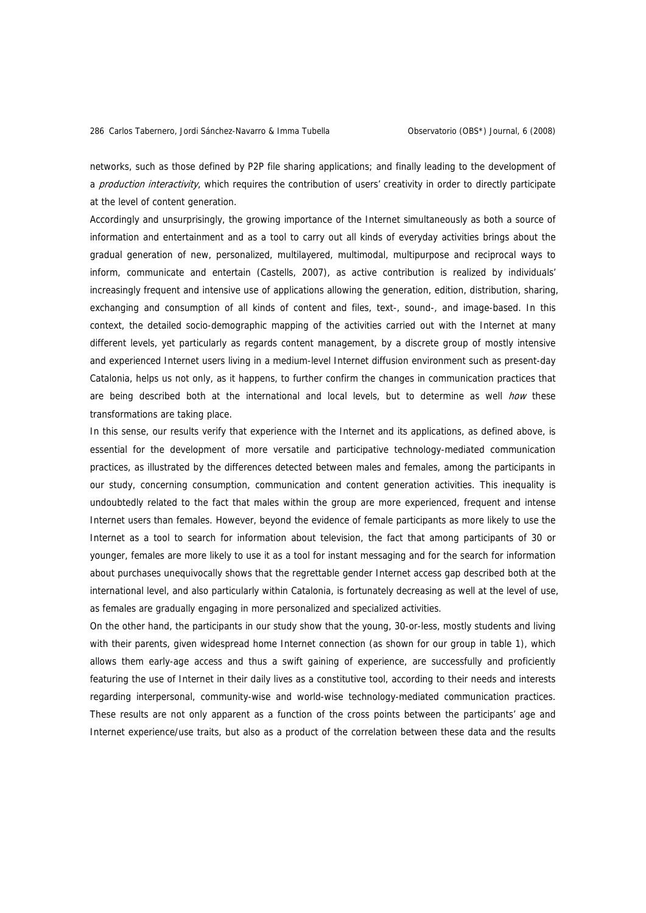networks, such as those defined by P2P file sharing applications; and finally leading to the development of a *production interactivity*, which requires the contribution of users' creativity in order to directly participate at the level of content generation.

Accordingly and unsurprisingly, the growing importance of the Internet simultaneously as both a source of information and entertainment and as a tool to carry out all kinds of everyday activities brings about the gradual generation of new, personalized, multilayered, multimodal, multipurpose and reciprocal ways to inform, communicate and entertain (Castells, 2007), as active contribution is realized by individuals' increasingly frequent and intensive use of applications allowing the generation, edition, distribution, sharing, exchanging and consumption of all kinds of content and files, text-, sound-, and image-based. In this context, the detailed socio-demographic mapping of the activities carried out with the Internet at many different levels, yet particularly as regards content management, by a discrete group of mostly intensive and experienced Internet users living in a medium-level Internet diffusion environment such as present-day Catalonia, helps us not only, as it happens, to further confirm the changes in communication practices that are being described both at the international and local levels, but to determine as well *how* these transformations are taking place.

In this sense, our results verify that experience with the Internet and its applications, as defined above, is essential for the development of more versatile and participative technology-mediated communication practices, as illustrated by the differences detected between males and females, among the participants in our study, concerning consumption, communication and content generation activities. This inequality is undoubtedly related to the fact that males within the group are more experienced, frequent and intense Internet users than females. However, beyond the evidence of female participants as more likely to use the Internet as a tool to search for information about television, the fact that among participants of 30 or younger, females are more likely to use it as a tool for instant messaging and for the search for information about purchases unequivocally shows that the regrettable gender Internet access gap described both at the international level, and also particularly within Catalonia, is fortunately decreasing as well at the level of use, as females are gradually engaging in more personalized and specialized activities.

On the other hand, the participants in our study show that the young, 30-or-less, mostly students and living with their parents, given widespread home Internet connection (as shown for our group in table 1), which allows them early-age access and thus a swift gaining of experience, are successfully and proficiently featuring the use of Internet in their daily lives as a constitutive tool, according to their needs and interests regarding interpersonal, community-wise and world-wise technology-mediated communication practices. These results are not only apparent as a function of the cross points between the participants' age and Internet experience/use traits, but also as a product of the correlation between these data and the results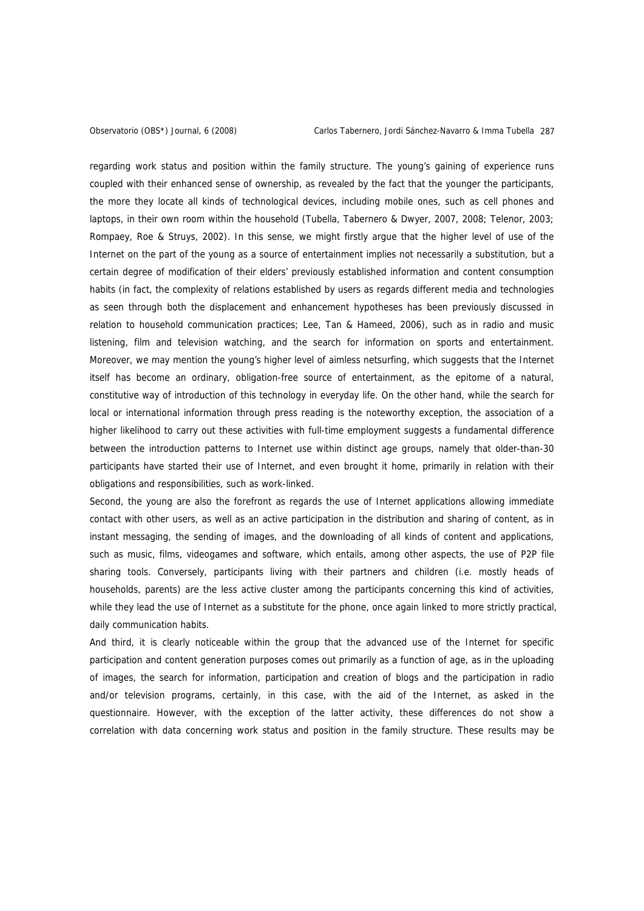regarding work status and position within the family structure. The young's gaining of experience runs coupled with their enhanced sense of ownership, as revealed by the fact that the younger the participants, the more they locate all kinds of technological devices, including mobile ones, such as cell phones and laptops, in their own room within the household (Tubella, Tabernero & Dwyer, 2007, 2008; Telenor, 2003; Rompaey, Roe & Struys, 2002). In this sense, we might firstly argue that the higher level of use of the Internet on the part of the young as a source of entertainment implies not necessarily a substitution, but a certain degree of modification of their elders' previously established information and content consumption habits (in fact, the complexity of relations established by users as regards different media and technologies as seen through both the displacement and enhancement hypotheses has been previously discussed in relation to household communication practices; Lee, Tan & Hameed, 2006), such as in radio and music listening, film and television watching, and the search for information on sports and entertainment. Moreover, we may mention the young's higher level of aimless netsurfing, which suggests that the Internet itself has become an ordinary, obligation-free source of entertainment, as the epitome of a natural, constitutive way of introduction of this technology in everyday life. On the other hand, while the search for local or international information through press reading is the noteworthy exception, the association of a higher likelihood to carry out these activities with full-time employment suggests a fundamental difference between the introduction patterns to Internet use within distinct age groups, namely that older-than-30 participants have started their use of Internet, and even brought it home, primarily in relation with their obligations and responsibilities, such as work-linked.

Second, the young are also the forefront as regards the use of Internet applications allowing immediate contact with other users, as well as an active participation in the distribution and sharing of content, as in instant messaging, the sending of images, and the downloading of all kinds of content and applications, such as music, films, videogames and software, which entails, among other aspects, the use of P2P file sharing tools. Conversely, participants living with their partners and children (i.e. mostly heads of households, parents) are the less active cluster among the participants concerning this kind of activities, while they lead the use of Internet as a substitute for the phone, once again linked to more strictly practical, daily communication habits.

And third, it is clearly noticeable within the group that the advanced use of the Internet for specific participation and content generation purposes comes out primarily as a function of age, as in the uploading of images, the search for information, participation and creation of blogs and the participation in radio and/or television programs, certainly, in this case, with the aid of the Internet, as asked in the questionnaire. However, with the exception of the latter activity, these differences do not show a correlation with data concerning work status and position in the family structure. These results may be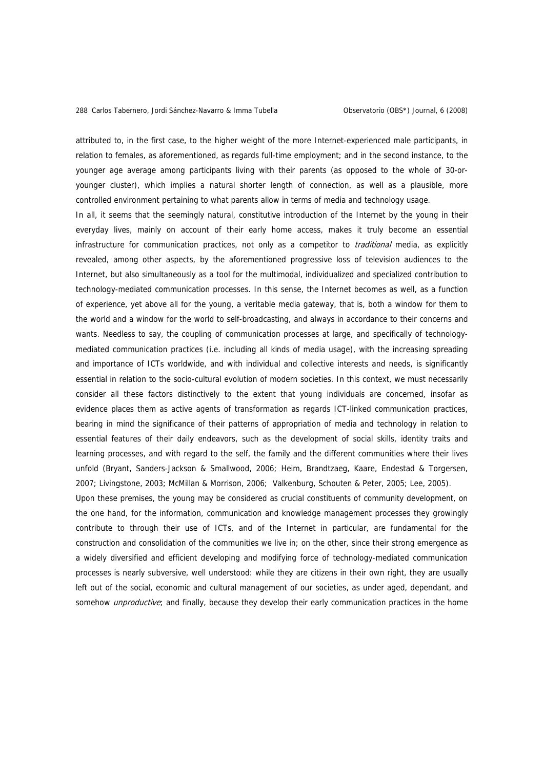attributed to, in the first case, to the higher weight of the more Internet-experienced male participants, in relation to females, as aforementioned, as regards full-time employment; and in the second instance, to the younger age average among participants living with their parents (as opposed to the whole of 30-or-younger cluster), which implies a natural shorter length of connection, as well as a plausible, more controlled environment pertaining to what parents allow in terms of media and technology usage.

In all, it seems that the seemingly natural, constitutive introduction of the Internet by the young in their everyday lives, mainly on account of their early home access, makes it truly become an essential infrastructure for communication practices, not only as a competitor to *traditional* media, as explicitly revealed, among other aspects, by the aforementioned progressive loss of television audiences to the Internet, but also simultaneously as a tool for the multimodal, individualized and specialized contribution to technology-mediated communication processes. In this sense, the Internet becomes as well, as a function of experience, yet above all for the young, a veritable media gateway, that is, both a window for them to the world and a window for the world to self-broadcasting, and always in accordance to their concerns and wants. Needless to say, the coupling of communication processes at large, and specifically of technology-mediated communication practices (i.e. including all kinds of media usage), with the increasing spreading and importance of ICTs worldwide, and with individual and collective interests and needs, is significantly essential in relation to the socio-cultural evolution of modern societies. In this context, we must necessarily consider all these factors distinctively to the extent that young individuals are concerned, insofar as evidence places them as active agents of transformation as regards ICT-linked communication practices, bearing in mind the significance of their patterns of appropriation of media and technology in relation to essential features of their daily endeavors, such as the development of social skills, identity traits and learning processes, and with regard to the self, the family and the different communities where their lives unfold (Bryant, Sanders-Jackson & Smallwood, 2006; Heim, Brandtzaeg, Kaare, Endestad & Torgersen, 2007; Livingstone, 2003; McMillan & Morrison, 2006; Valkenburg, Schouten & Peter, 2005; Lee, 2005).

Upon these premises, the young may be considered as crucial constituents of community development, on the one hand, for the information, communication and knowledge management processes they growingly contribute to through their use of ICTs, and of the Internet in particular, are fundamental for the construction and consolidation of the communities we live in; on the other, since their strong emergence as a widely diversified and efficient developing and modifying force of technology-mediated communication processes is nearly subversive, well understood: while they are citizens in their own right, they are usually left out of the social, economic and cultural management of our societies, as under aged, dependant, and somehow *unproductive*; and finally, because they develop their early communication practices in the home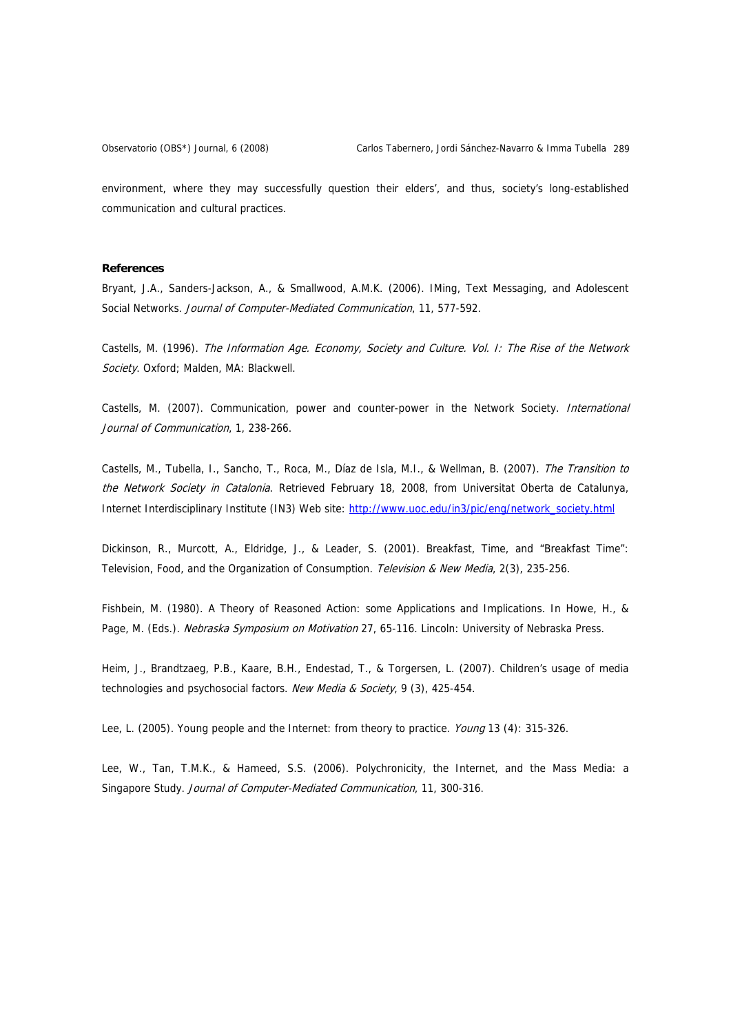environment, where they may successfully question their elders', and thus, society's long-established communication and cultural practices.

### References

Bryant, J.A., Sanders-Jackson, A., & Smallwood, A.M.K. (2006). IMing, Text Messaging, and Adolescent Social Networks. *Journal of Computer-Mediated Communication*, 11, 577-592.

Castells, M. (1996). *The Information Age. Economy, Society and Culture. Vol. I: The Rise of the Network Society*. Oxford; Malden, MA: Blackwell.

Castells, M. (2007). Communication, power and counter-power in the Network Society. *International Journal of Communication*, 1, 238-266.

Castells, M., Tubella, I., Sancho, T., Roca, M., Díaz de Isla, M.I., & Wellman, B. (2007). *The Transition to the Network Society in Catalonia*. Retrieved February 18, 2008, from Universitat Oberta de Catalunya, Internet Interdisciplinary Institute (IN3) Web site: http://www.uoc.edu/in3/pic/eng/network_society.html

Dickinson, R., Murcott, A., Eldridge, J., & Leader, S. (2001). Breakfast, Time, and "Breakfast Time": Television, Food, and the Organization of Consumption. *Television & New Media*, 2(3), 235-256.

Fishbein, M. (1980). A Theory of Reasoned Action: some Applications and Implications. In Howe, H., & Page, M. (Eds.). *Nebraska Symposium on Motivation* 27, 65-116. Lincoln: University of Nebraska Press.

Heim, J., Brandtzaeg, P.B., Kaare, B.H., Endestad, T., & Torgersen, L. (2007). Children's usage of media technologies and psychosocial factors. *New Media & Society*, 9 (3), 425-454.

Lee, L. (2005). Young people and the Internet: from theory to practice. *Young* 13 (4): 315-326.

Lee, W., Tan, T.M.K., & Hameed, S.S. (2006). Polychronicity, the Internet, and the Mass Media: a Singapore Study. *Journal of Computer-Mediated Communication*, 11, 300-316.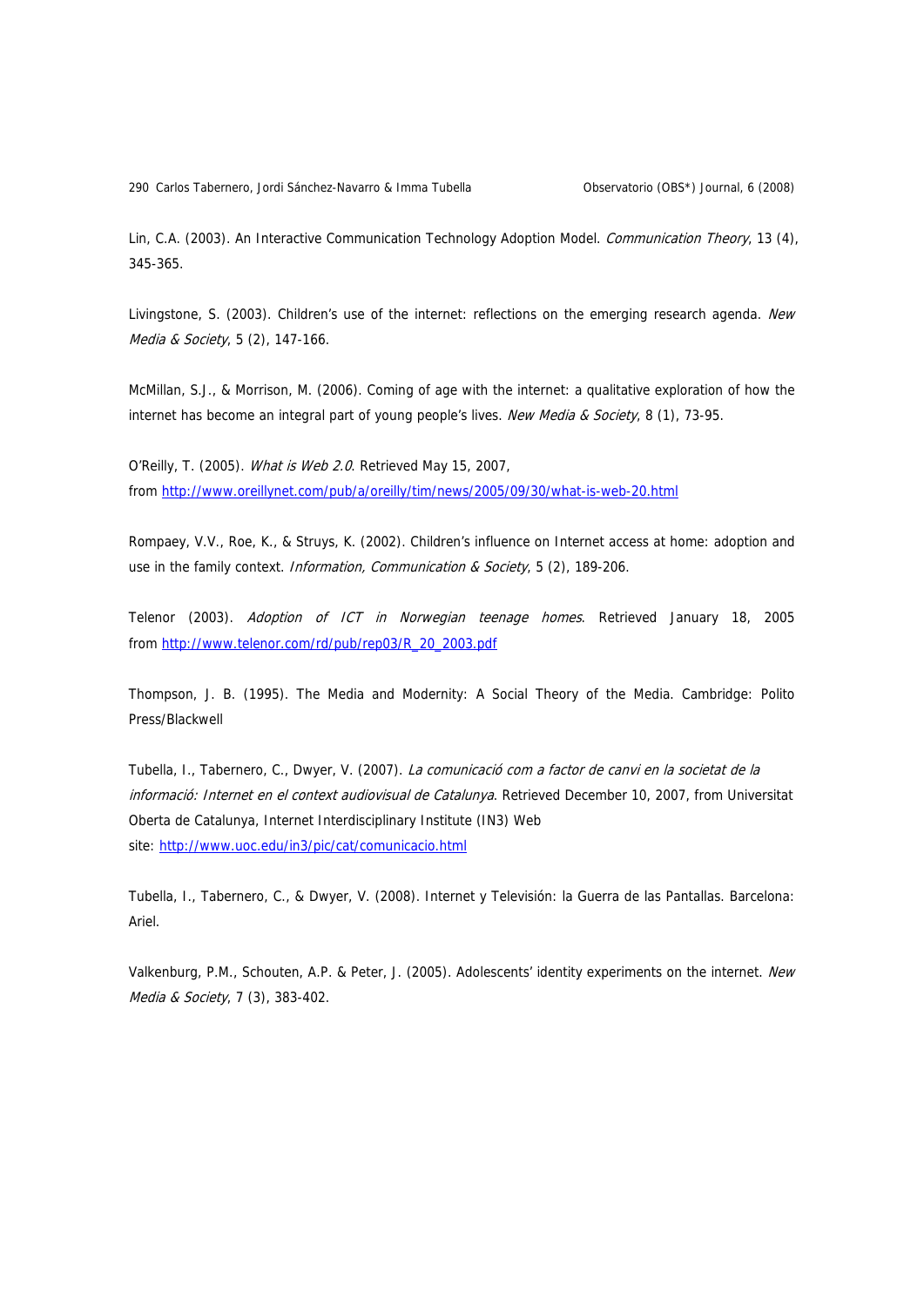Lin, C.A. (2003). An Interactive Communication Technology Adoption Model. *Communication Theory*, 13 (4), 345-365.

Livingstone, S. (2003). Children's use of the internet: reflections on the emerging research agenda. *New Media & Society*, 5 (2), 147-166.

McMillan, S.J., & Morrison, M. (2006). Coming of age with the internet: a qualitative exploration of how the internet has become an integral part of young people's lives. *New Media & Society*, 8 (1), 73-95.

O'Reilly, T. (2005). *What is Web 2.0*. Retrieved May 15, 2007, from http://www.oreillynet.com/pub/a/oreilly/tim/news/2005/09/30/what-is-web-20.html

Rompaey, V.V., Roe, K., & Struys, K. (2002). Children's influence on Internet access at home: adoption and use in the family context. *Information, Communication & Society*, 5 (2), 189-206.

Telenor (2003). *Adoption of ICT in Norwegian teenage homes*. Retrieved January 18, 2005 from http://www.telenor.com/rd/pub/rep03/R_20_2003.pdf

Thompson, J. B. (1995). The Media and Modernity: A Social Theory of the Media. Cambridge: Polito Press/Blackwell

Tubella, I., Tabernero, C., Dwyer, V. (2007). *La comunicació com a factor de canvi en la societat de la informació: Internet en el context audiovisual de Catalunya*. Retrieved December 10, 2007, from Universitat Oberta de Catalunya, Internet Interdisciplinary Institute (IN3) Web site: http://www.uoc.edu/in3/pic/cat/comunicacio.html

Tubella, I., Tabernero, C., & Dwyer, V. (2008). Internet y Televisión: la Guerra de las Pantallas. Barcelona: Ariel.

Valkenburg, P.M., Schouten, A.P. & Peter, J. (2005). Adolescents' identity experiments on the internet. *New Media & Society*, 7 (3), 383-402.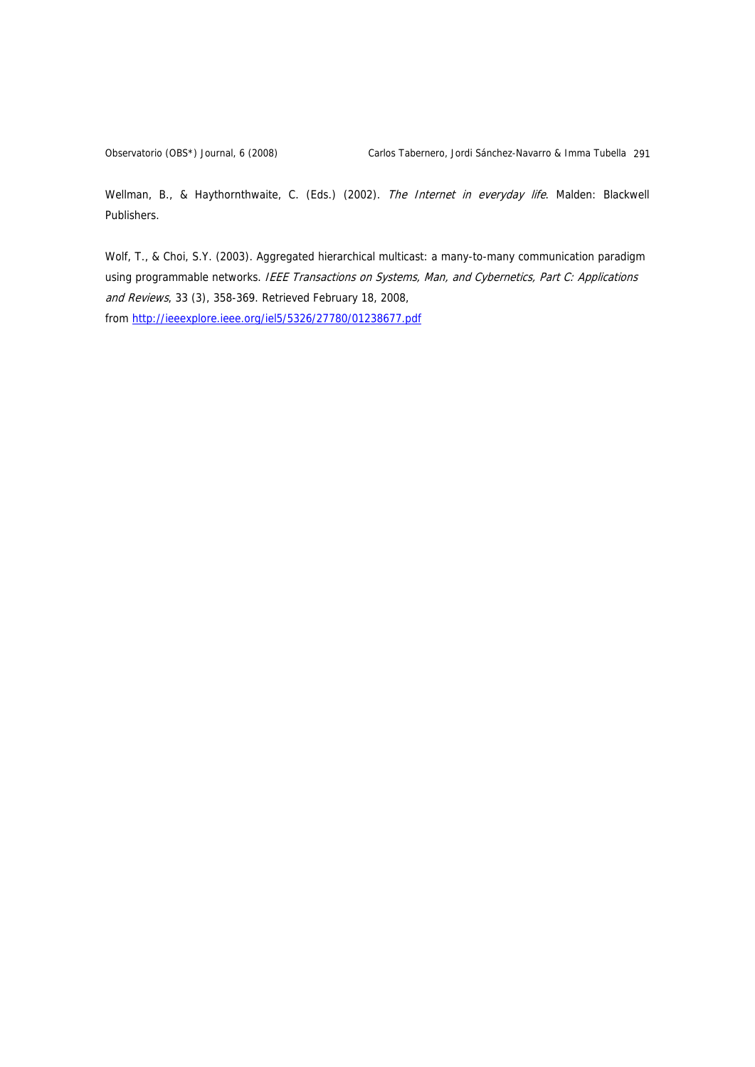Wellman, B., & Haythornthwaite, C. (Eds.) (2002). *The Internet in everyday life*. Malden: Blackwell Publishers.

Wolf, T., & Choi, S.Y. (2003). Aggregated hierarchical multicast: a many-to-many communication paradigm using programmable networks. *IEEE Transactions on Systems, Man, and Cybernetics, Part C: Applications and Reviews*, 33 (3), 358-369. Retrieved February 18, 2008, from http://ieeexplore.ieee.org/iel5/5326/27780/01238677.pdf